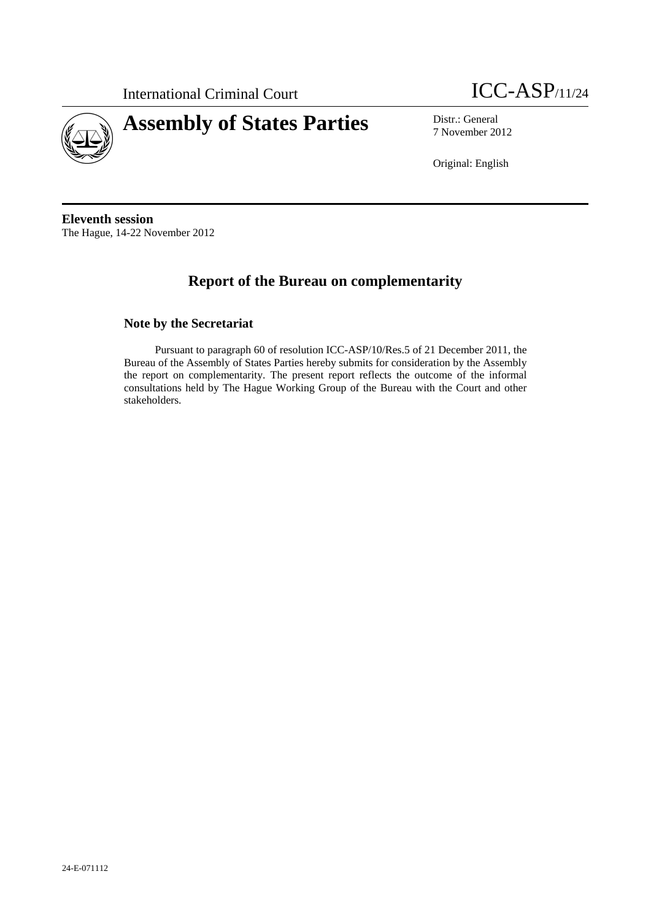International Criminal Court

ICC-ASP/11/24

# Assembly of States Parties

Distr.: General
7 November 2012

Original: English

**Eleventh session**
The Hague, 14-22 November 2012

## Report of the Bureau on complementarity

### Note by the Secretariat

Pursuant to paragraph 60 of resolution ICC-ASP/10/Res.5 of 21 December 2011, the Bureau of the Assembly of States Parties hereby submits for consideration by the Assembly the report on complementarity. The present report reflects the outcome of the informal consultations held by The Hague Working Group of the Bureau with the Court and other stakeholders.

24-E-071112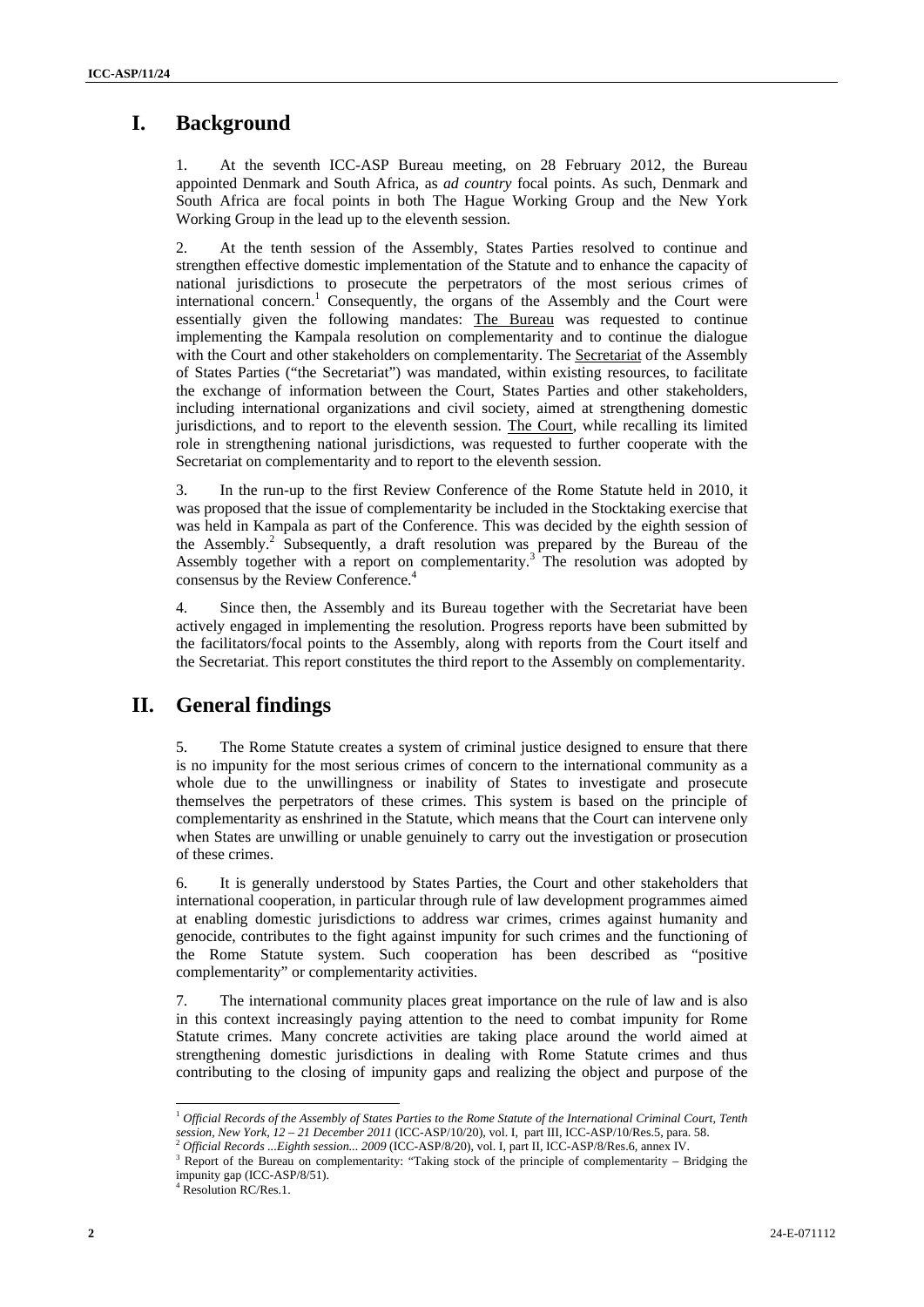# I. Background

1. At the seventh ICC-ASP Bureau meeting, on 28 February 2012, the Bureau appointed Denmark and South Africa, as *ad country* focal points. As such, Denmark and South Africa are focal points in both The Hague Working Group and the New York Working Group in the lead up to the eleventh session.

2. At the tenth session of the Assembly, States Parties resolved to continue and strengthen effective domestic implementation of the Statute and to enhance the capacity of national jurisdictions to prosecute the perpetrators of the most serious crimes of international concern.[1] Consequently, the organs of the Assembly and the Court were essentially given the following mandates: The Bureau was requested to continue implementing the Kampala resolution on complementarity and to continue the dialogue with the Court and other stakeholders on complementarity. The Secretariat of the Assembly of States Parties ("the Secretariat") was mandated, within existing resources, to facilitate the exchange of information between the Court, States Parties and other stakeholders, including international organizations and civil society, aimed at strengthening domestic jurisdictions, and to report to the eleventh session. The Court, while recalling its limited role in strengthening national jurisdictions, was requested to further cooperate with the Secretariat on complementarity and to report to the eleventh session.

3. In the run-up to the first Review Conference of the Rome Statute held in 2010, it was proposed that the issue of complementarity be included in the Stocktaking exercise that was held in Kampala as part of the Conference. This was decided by the eighth session of the Assembly.[2] Subsequently, a draft resolution was prepared by the Bureau of the Assembly together with a report on complementarity.[3] The resolution was adopted by consensus by the Review Conference.[4]

4. Since then, the Assembly and its Bureau together with the Secretariat have been actively engaged in implementing the resolution. Progress reports have been submitted by the facilitators/focal points to the Assembly, along with reports from the Court itself and the Secretariat. This report constitutes the third report to the Assembly on complementarity.

# II. General findings

5. The Rome Statute creates a system of criminal justice designed to ensure that there is no impunity for the most serious crimes of concern to the international community as a whole due to the unwillingness or inability of States to investigate and prosecute themselves the perpetrators of these crimes. This system is based on the principle of complementarity as enshrined in the Statute, which means that the Court can intervene only when States are unwilling or unable genuinely to carry out the investigation or prosecution of these crimes.

6. It is generally understood by States Parties, the Court and other stakeholders that international cooperation, in particular through rule of law development programmes aimed at enabling domestic jurisdictions to address war crimes, crimes against humanity and genocide, contributes to the fight against impunity for such crimes and the functioning of the Rome Statute system. Such cooperation has been described as "positive complementarity" or complementarity activities.

7. The international community places great importance on the rule of law and is also in this context increasingly paying attention to the need to combat impunity for Rome Statute crimes. Many concrete activities are taking place around the world aimed at strengthening domestic jurisdictions in dealing with Rome Statute crimes and thus contributing to the closing of impunity gaps and realizing the object and purpose of the

---

[1] *Official Records of the Assembly of States Parties to the Rome Statute of the International Criminal Court, Tenth session, New York, 12 – 21 December 2011* (ICC-ASP/10/20), vol. I, part III, ICC-ASP/10/Res.5, para. 58.

[2] *Official Records ...Eighth session... 2009* (ICC-ASP/8/20), vol. I, part II, ICC-ASP/8/Res.6, annex IV.

[3] Report of the Bureau on complementarity: "Taking stock of the principle of complementarity – Bridging the impunity gap (ICC-ASP/8/51).

[4] Resolution RC/Res.1.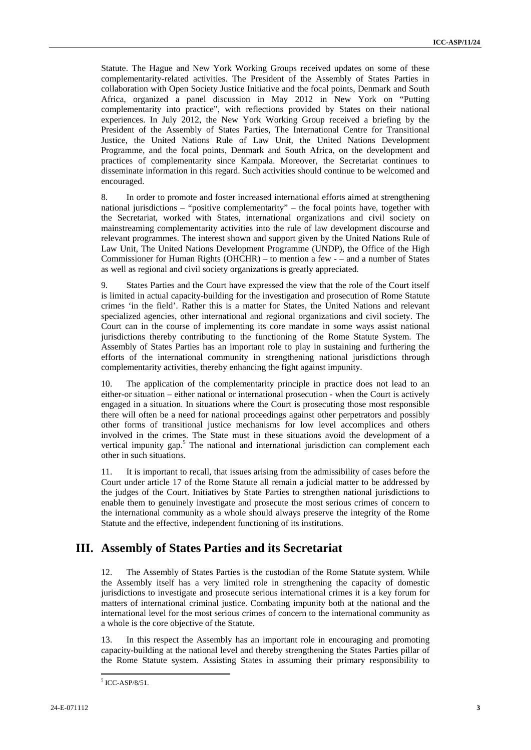Statute. The Hague and New York Working Groups received updates on some of these complementarity-related activities. The President of the Assembly of States Parties in collaboration with Open Society Justice Initiative and the focal points, Denmark and South Africa, organized a panel discussion in May 2012 in New York on "Putting complementarity into practice", with reflections provided by States on their national experiences. In July 2012, the New York Working Group received a briefing by the President of the Assembly of States Parties, The International Centre for Transitional Justice, the United Nations Rule of Law Unit, the United Nations Development Programme, and the focal points, Denmark and South Africa, on the development and practices of complementarity since Kampala. Moreover, the Secretariat continues to disseminate information in this regard. Such activities should continue to be welcomed and encouraged.

8. In order to promote and foster increased international efforts aimed at strengthening national jurisdictions – "positive complementarity" – the focal points have, together with the Secretariat, worked with States, international organizations and civil society on mainstreaming complementarity activities into the rule of law development discourse and relevant programmes. The interest shown and support given by the United Nations Rule of Law Unit, The United Nations Development Programme (UNDP), the Office of the High Commissioner for Human Rights (OHCHR) – to mention a few - – and a number of States as well as regional and civil society organizations is greatly appreciated.

9. States Parties and the Court have expressed the view that the role of the Court itself is limited in actual capacity-building for the investigation and prosecution of Rome Statute crimes 'in the field'. Rather this is a matter for States, the United Nations and relevant specialized agencies, other international and regional organizations and civil society. The Court can in the course of implementing its core mandate in some ways assist national jurisdictions thereby contributing to the functioning of the Rome Statute System. The Assembly of States Parties has an important role to play in sustaining and furthering the efforts of the international community in strengthening national jurisdictions through complementarity activities, thereby enhancing the fight against impunity.

10. The application of the complementarity principle in practice does not lead to an either-or situation – either national or international prosecution - when the Court is actively engaged in a situation. In situations where the Court is prosecuting those most responsible there will often be a need for national proceedings against other perpetrators and possibly other forms of transitional justice mechanisms for low level accomplices and others involved in the crimes. The State must in these situations avoid the development of a vertical impunity gap.[5] The national and international jurisdiction can complement each other in such situations.

11. It is important to recall, that issues arising from the admissibility of cases before the Court under article 17 of the Rome Statute all remain a judicial matter to be addressed by the judges of the Court. Initiatives by State Parties to strengthen national jurisdictions to enable them to genuinely investigate and prosecute the most serious crimes of concern to the international community as a whole should always preserve the integrity of the Rome Statute and the effective, independent functioning of its institutions.

## III. Assembly of States Parties and its Secretariat

12. The Assembly of States Parties is the custodian of the Rome Statute system. While the Assembly itself has a very limited role in strengthening the capacity of domestic jurisdictions to investigate and prosecute serious international crimes it is a key forum for matters of international criminal justice. Combating impunity both at the national and the international level for the most serious crimes of concern to the international community as a whole is the core objective of the Statute.

13. In this respect the Assembly has an important role in encouraging and promoting capacity-building at the national level and thereby strengthening the States Parties pillar of the Rome Statute system. Assisting States in assuming their primary responsibility to

[5] ICC-ASP/8/51.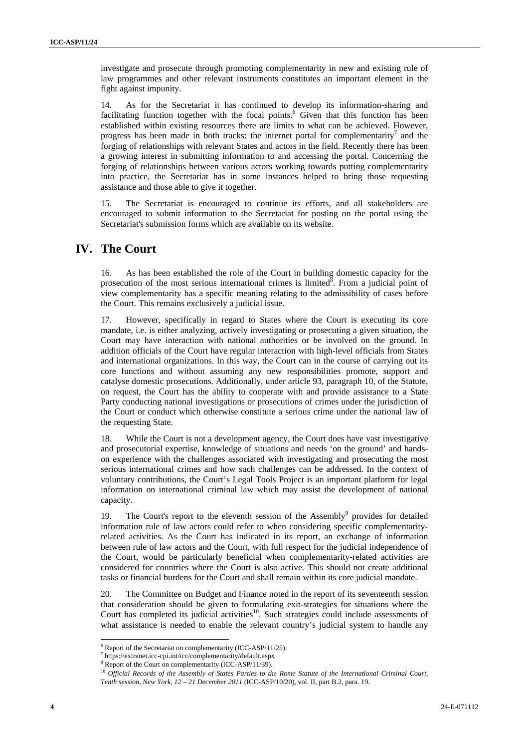investigate and prosecute through promoting complementarity in new and existing rule of law programmes and other relevant instruments constitutes an important element in the fight against impunity.

14. As for the Secretariat it has continued to develop its information-sharing and facilitating function together with the focal points.[6] Given that this function has been established within existing resources there are limits to what can be achieved. However, progress has been made in both tracks: the internet portal for complementarity[7] and the forging of relationships with relevant States and actors in the field. Recently there has been a growing interest in submitting information to and accessing the portal. Concerning the forging of relationships between various actors working towards putting complementarity into practice, the Secretariat has in some instances helped to bring those requesting assistance and those able to give it together.

15. The Secretariat is encouraged to continue its efforts, and all stakeholders are encouraged to submit information to the Secretariat for posting on the portal using the Secretariat's submission forms which are available on its website.

# IV. The Court

16. As has been established the role of the Court in building domestic capacity for the prosecution of the most serious international crimes is limited[8]. From a judicial point of view complementarity has a specific meaning relating to the admissibility of cases before the Court. This remains exclusively a judicial issue.

17. However, specifically in regard to States where the Court is executing its core mandate, i.e. is either analyzing, actively investigating or prosecuting a given situation, the Court may have interaction with national authorities or be involved on the ground. In addition officials of the Court have regular interaction with high-level officials from States and international organizations. In this way, the Court can in the course of carrying out its core functions and without assuming any new responsibilities promote, support and catalyse domestic prosecutions. Additionally, under article 93, paragraph 10, of the Statute, on request, the Court has the ability to cooperate with and provide assistance to a State Party conducting national investigations or prosecutions of crimes under the jurisdiction of the Court or conduct which otherwise constitute a serious crime under the national law of the requesting State.

18. While the Court is not a development agency, the Court does have vast investigative and prosecutorial expertise, knowledge of situations and needs 'on the ground' and hands-on experience with the challenges associated with investigating and prosecuting the most serious international crimes and how such challenges can be addressed. In the context of voluntary contributions, the Court's Legal Tools Project is an important platform for legal information on international criminal law which may assist the development of national capacity.

19. The Court's report to the eleventh session of the Assembly[9] provides for detailed information rule of law actors could refer to when considering specific complementarity-related activities. As the Court has indicated in its report, an exchange of information between rule of law actors and the Court, with full respect for the judicial independence of the Court, would be particularly beneficial when complementarity-related activities are considered for countries where the Court is also active. This should not create additional tasks or financial burdens for the Court and shall remain within its core judicial mandate.

20. The Committee on Budget and Finance noted in the report of its seventeenth session that consideration should be given to formulating exit-strategies for situations where the Court has completed its judicial activities[10]. Such strategies could include assessments of what assistance is needed to enable the relevant country's judicial system to handle any

---

[6] Report of the Secretariat on complementarity (ICC-ASP/11/25).

[7] https://extranet.icc-cpi.int/icc/complementarity/default.aspx

[8] Report of the Court on complementarity (ICC-ASP/11/39).

[10] *Official Records of the Assembly of States Parties to the Rome Statute of the International Criminal Court, Tenth session, New York, 12 – 21 December 2011* (ICC-ASP/10/20), vol. II, part B.2, para. 19.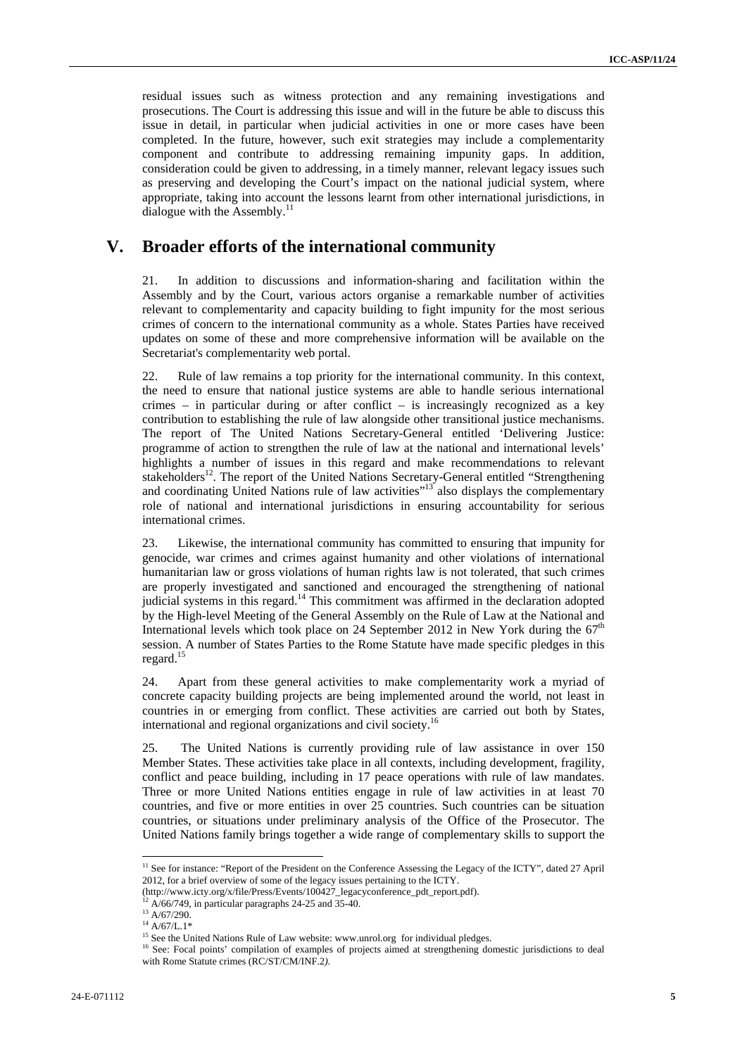residual issues such as witness protection and any remaining investigations and prosecutions. The Court is addressing this issue and will in the future be able to discuss this issue in detail, in particular when judicial activities in one or more cases have been completed. In the future, however, such exit strategies may include a complementarity component and contribute to addressing remaining impunity gaps. In addition, consideration could be given to addressing, in a timely manner, relevant legacy issues such as preserving and developing the Court's impact on the national judicial system, where appropriate, taking into account the lessons learnt from other international jurisdictions, in dialogue with the Assembly.[11]

# V. Broader efforts of the international community

21. In addition to discussions and information-sharing and facilitation within the Assembly and by the Court, various actors organise a remarkable number of activities relevant to complementarity and capacity building to fight impunity for the most serious crimes of concern to the international community as a whole. States Parties have received updates on some of these and more comprehensive information will be available on the Secretariat's complementarity web portal.

22. Rule of law remains a top priority for the international community. In this context, the need to ensure that national justice systems are able to handle serious international crimes – in particular during or after conflict – is increasingly recognized as a key contribution to establishing the rule of law alongside other transitional justice mechanisms. The report of The United Nations Secretary-General entitled 'Delivering Justice: programme of action to strengthen the rule of law at the national and international levels' highlights a number of issues in this regard and make recommendations to relevant stakeholders[12]. The report of the United Nations Secretary-General entitled "Strengthening and coordinating United Nations rule of law activities"[13] also displays the complementary role of national and international jurisdictions in ensuring accountability for serious international crimes.

23. Likewise, the international community has committed to ensuring that impunity for genocide, war crimes and crimes against humanity and other violations of international humanitarian law or gross violations of human rights law is not tolerated, that such crimes are properly investigated and sanctioned and encouraged the strengthening of national judicial systems in this regard.[14] This commitment was affirmed in the declaration adopted by the High-level Meeting of the General Assembly on the Rule of Law at the National and International levels which took place on 24 September 2012 in New York during the 67th session. A number of States Parties to the Rome Statute have made specific pledges in this regard.[15]

24. Apart from these general activities to make complementarity work a myriad of concrete capacity building projects are being implemented around the world, not least in countries in or emerging from conflict. These activities are carried out both by States, international and regional organizations and civil society.[16]

25. The United Nations is currently providing rule of law assistance in over 150 Member States. These activities take place in all contexts, including development, fragility, conflict and peace building, including in 17 peace operations with rule of law mandates. Three or more United Nations entities engage in rule of law activities in at least 70 countries, and five or more entities in over 25 countries. Such countries can be situation countries, or situations under preliminary analysis of the Office of the Prosecutor. The United Nations family brings together a wide range of complementary skills to support the

---

[11] See for instance: "Report of the President on the Conference Assessing the Legacy of the ICTY", dated 27 April 2012, for a brief overview of some of the legacy issues pertaining to the ICTY. (http://www.icty.org/x/file/Press/Events/100427_legacyconference_pdt_report.pdf).

[12] A/66/749, in particular paragraphs 24-25 and 35-40.

[13] A/67/290.

[14] A/67/L.1*

[15] See the United Nations Rule of Law website: www.unrol.org for individual pledges.

[16] See: Focal points' compilation of examples of projects aimed at strengthening domestic jurisdictions to deal with Rome Statute crimes (RC/ST/CM/INF.2).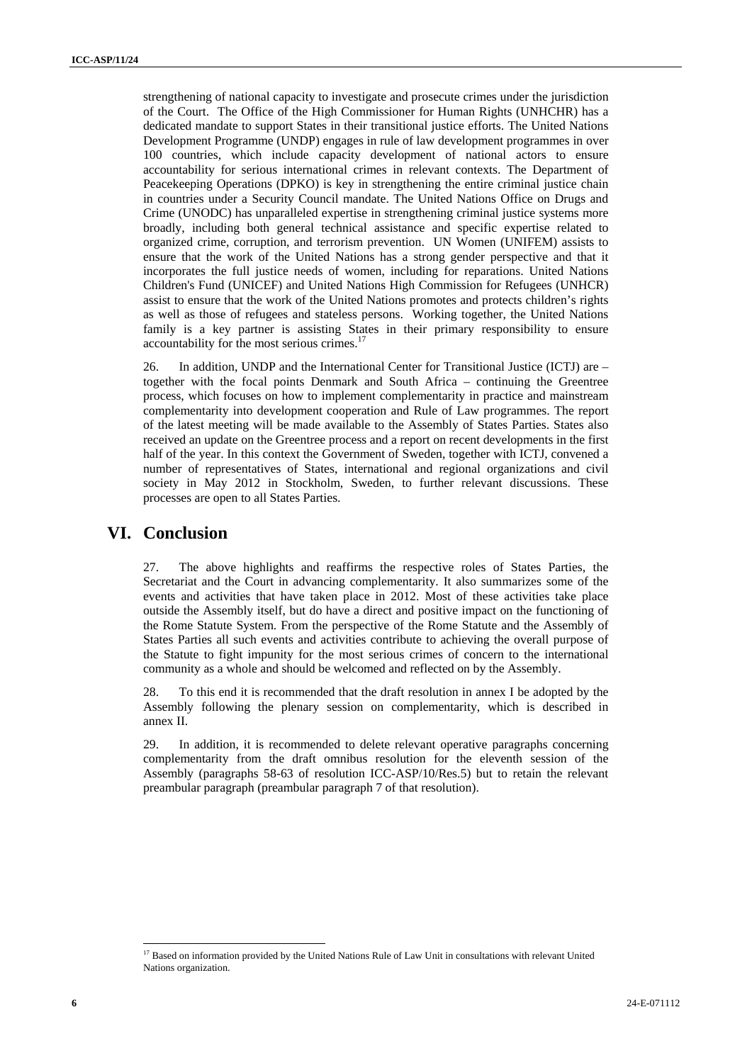strengthening of national capacity to investigate and prosecute crimes under the jurisdiction of the Court. The Office of the High Commissioner for Human Rights (UNHCHR) has a dedicated mandate to support States in their transitional justice efforts. The United Nations Development Programme (UNDP) engages in rule of law development programmes in over 100 countries, which include capacity development of national actors to ensure accountability for serious international crimes in relevant contexts. The Department of Peacekeeping Operations (DPKO) is key in strengthening the entire criminal justice chain in countries under a Security Council mandate. The United Nations Office on Drugs and Crime (UNODC) has unparalleled expertise in strengthening criminal justice systems more broadly, including both general technical assistance and specific expertise related to organized crime, corruption, and terrorism prevention. UN Women (UNIFEM) assists to ensure that the work of the United Nations has a strong gender perspective and that it incorporates the full justice needs of women, including for reparations. United Nations Children's Fund (UNICEF) and United Nations High Commission for Refugees (UNHCR) assist to ensure that the work of the United Nations promotes and protects children's rights as well as those of refugees and stateless persons. Working together, the United Nations family is a key partner is assisting States in their primary responsibility to ensure accountability for the most serious crimes.[17]

26. In addition, UNDP and the International Center for Transitional Justice (ICTJ) are – together with the focal points Denmark and South Africa – continuing the Greentree process, which focuses on how to implement complementarity in practice and mainstream complementarity into development cooperation and Rule of Law programmes. The report of the latest meeting will be made available to the Assembly of States Parties. States also received an update on the Greentree process and a report on recent developments in the first half of the year. In this context the Government of Sweden, together with ICTJ, convened a number of representatives of States, international and regional organizations and civil society in May 2012 in Stockholm, Sweden, to further relevant discussions. These processes are open to all States Parties.

# VI. Conclusion

27. The above highlights and reaffirms the respective roles of States Parties, the Secretariat and the Court in advancing complementarity. It also summarizes some of the events and activities that have taken place in 2012. Most of these activities take place outside the Assembly itself, but do have a direct and positive impact on the functioning of the Rome Statute System. From the perspective of the Rome Statute and the Assembly of States Parties all such events and activities contribute to achieving the overall purpose of the Statute to fight impunity for the most serious crimes of concern to the international community as a whole and should be welcomed and reflected on by the Assembly.

28. To this end it is recommended that the draft resolution in annex I be adopted by the Assembly following the plenary session on complementarity, which is described in annex II.

29. In addition, it is recommended to delete relevant operative paragraphs concerning complementarity from the draft omnibus resolution for the eleventh session of the Assembly (paragraphs 58-63 of resolution ICC-ASP/10/Res.5) but to retain the relevant preambular paragraph (preambular paragraph 7 of that resolution).

---

[17] Based on information provided by the United Nations Rule of Law Unit in consultations with relevant United Nations organization.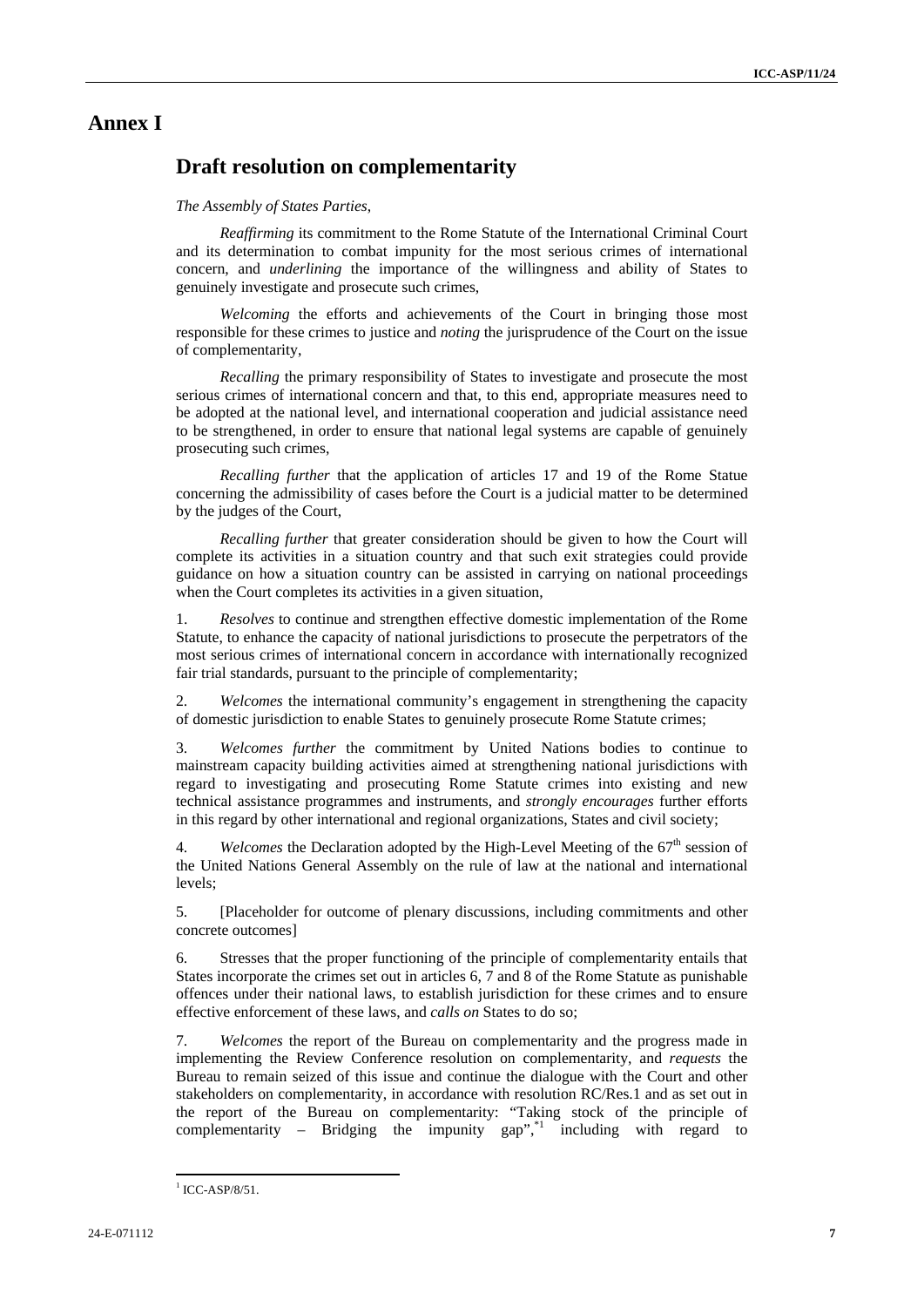# Annex I

## Draft resolution on complementarity

*The Assembly of States Parties*,

*Reaffirming* its commitment to the Rome Statute of the International Criminal Court and its determination to combat impunity for the most serious crimes of international concern, and *underlining* the importance of the willingness and ability of States to genuinely investigate and prosecute such crimes,

*Welcoming* the efforts and achievements of the Court in bringing those most responsible for these crimes to justice and *noting* the jurisprudence of the Court on the issue of complementarity,

*Recalling* the primary responsibility of States to investigate and prosecute the most serious crimes of international concern and that, to this end, appropriate measures need to be adopted at the national level, and international cooperation and judicial assistance need to be strengthened, in order to ensure that national legal systems are capable of genuinely prosecuting such crimes,

*Recalling further* that the application of articles 17 and 19 of the Rome Statue concerning the admissibility of cases before the Court is a judicial matter to be determined by the judges of the Court,

*Recalling further* that greater consideration should be given to how the Court will complete its activities in a situation country and that such exit strategies could provide guidance on how a situation country can be assisted in carrying on national proceedings when the Court completes its activities in a given situation,

1. *Resolves* to continue and strengthen effective domestic implementation of the Rome Statute, to enhance the capacity of national jurisdictions to prosecute the perpetrators of the most serious crimes of international concern in accordance with internationally recognized fair trial standards, pursuant to the principle of complementarity;

2. *Welcomes* the international community's engagement in strengthening the capacity of domestic jurisdiction to enable States to genuinely prosecute Rome Statute crimes;

3. *Welcomes further* the commitment by United Nations bodies to continue to mainstream capacity building activities aimed at strengthening national jurisdictions with regard to investigating and prosecuting Rome Statute crimes into existing and new technical assistance programmes and instruments, and *strongly encourages* further efforts in this regard by other international and regional organizations, States and civil society;

4. *Welcomes* the Declaration adopted by the High-Level Meeting of the 67th session of the United Nations General Assembly on the rule of law at the national and international levels;

5. [Placeholder for outcome of plenary discussions, including commitments and other concrete outcomes]

6. Stresses that the proper functioning of the principle of complementarity entails that States incorporate the crimes set out in articles 6, 7 and 8 of the Rome Statute as punishable offences under their national laws, to establish jurisdiction for these crimes and to ensure effective enforcement of these laws, and *calls on* States to do so;

7. *Welcomes* the report of the Bureau on complementarity and the progress made in implementing the Review Conference resolution on complementarity, and *requests* the Bureau to remain seized of this issue and continue the dialogue with the Court and other stakeholders on complementarity, in accordance with resolution RC/Res.1 and as set out in the report of the Bureau on complementarity: "Taking stock of the principle of complementarity – Bridging the impunity gap",*[1] including with regard to

---

[1] ICC-ASP/8/51.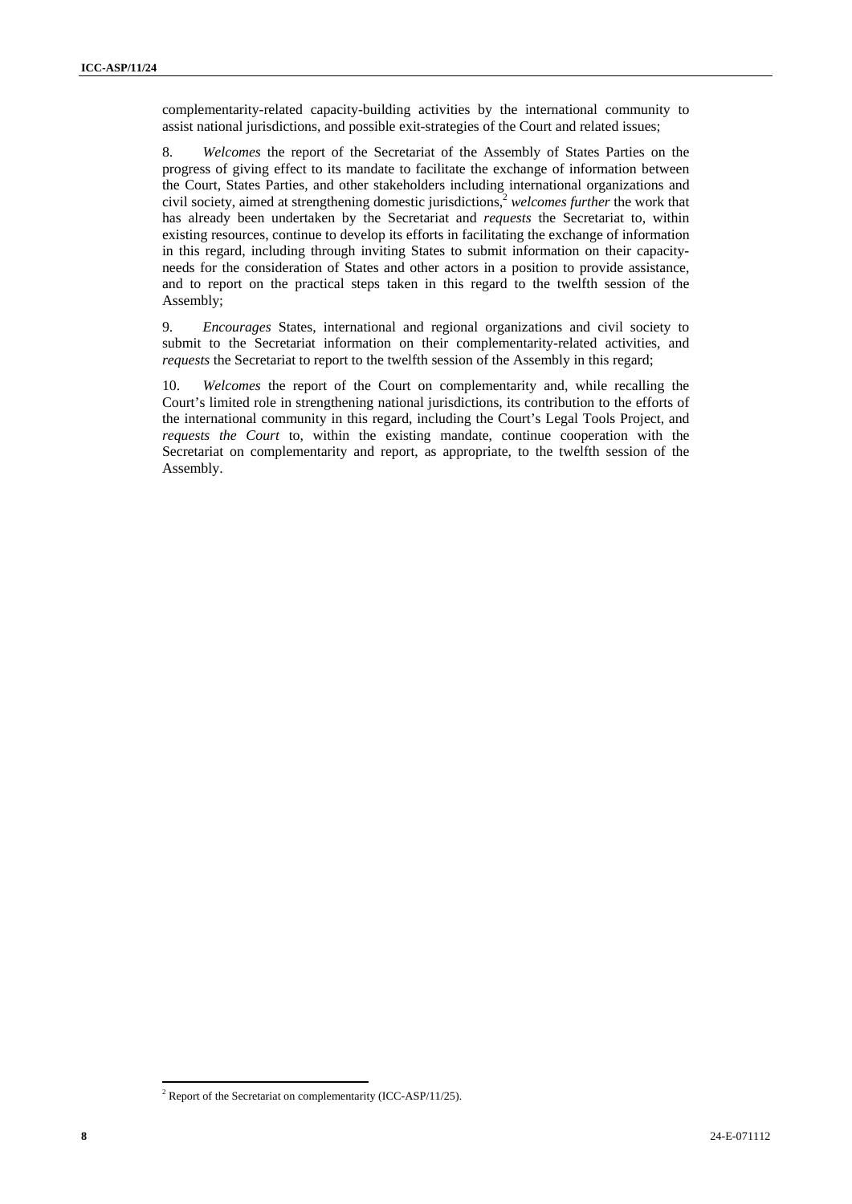complementarity-related capacity-building activities by the international community to assist national jurisdictions, and possible exit-strategies of the Court and related issues;

8. *Welcomes* the report of the Secretariat of the Assembly of States Parties on the progress of giving effect to its mandate to facilitate the exchange of information between the Court, States Parties, and other stakeholders including international organizations and civil society, aimed at strengthening domestic jurisdictions,[2] *welcomes further* the work that has already been undertaken by the Secretariat and *requests* the Secretariat to, within existing resources, continue to develop its efforts in facilitating the exchange of information in this regard, including through inviting States to submit information on their capacity-needs for the consideration of States and other actors in a position to provide assistance, and to report on the practical steps taken in this regard to the twelfth session of the Assembly;

9. *Encourages* States, international and regional organizations and civil society to submit to the Secretariat information on their complementarity-related activities, and *requests* the Secretariat to report to the twelfth session of the Assembly in this regard;

10. *Welcomes* the report of the Court on complementarity and, while recalling the Court's limited role in strengthening national jurisdictions, its contribution to the efforts of the international community in this regard, including the Court's Legal Tools Project, and *requests the Court* to, within the existing mandate, continue cooperation with the Secretariat on complementarity and report, as appropriate, to the twelfth session of the Assembly.

[2] Report of the Secretariat on complementarity (ICC-ASP/11/25).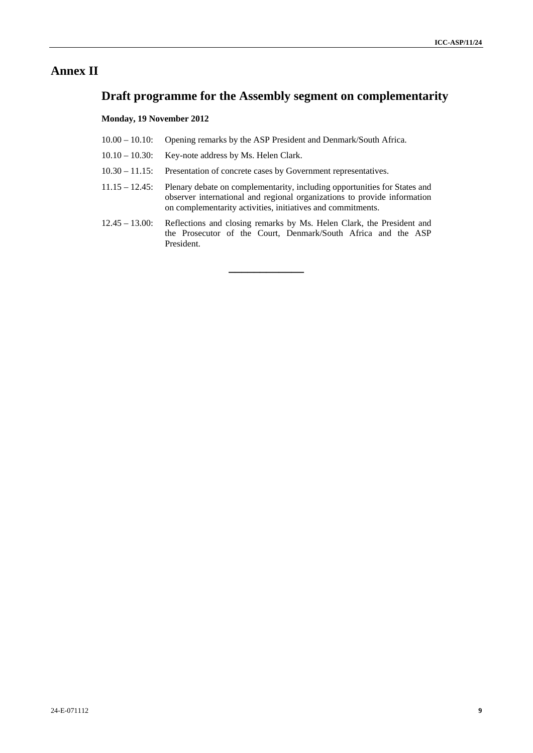# Annex II

## Draft programme for the Assembly segment on complementarity

**Monday, 19 November 2012**

10.00 – 10.10: Opening remarks by the ASP President and Denmark/South Africa.

10.10 – 10.30: Key-note address by Ms. Helen Clark.

10.30 – 11.15: Presentation of concrete cases by Government representatives.

11.15 – 12.45: Plenary debate on complementarity, including opportunities for States and observer international and regional organizations to provide information on complementarity activities, initiatives and commitments.

12.45 – 13.00: Reflections and closing remarks by Ms. Helen Clark, the President and the Prosecutor of the Court, Denmark/South Africa and the ASP President.

---